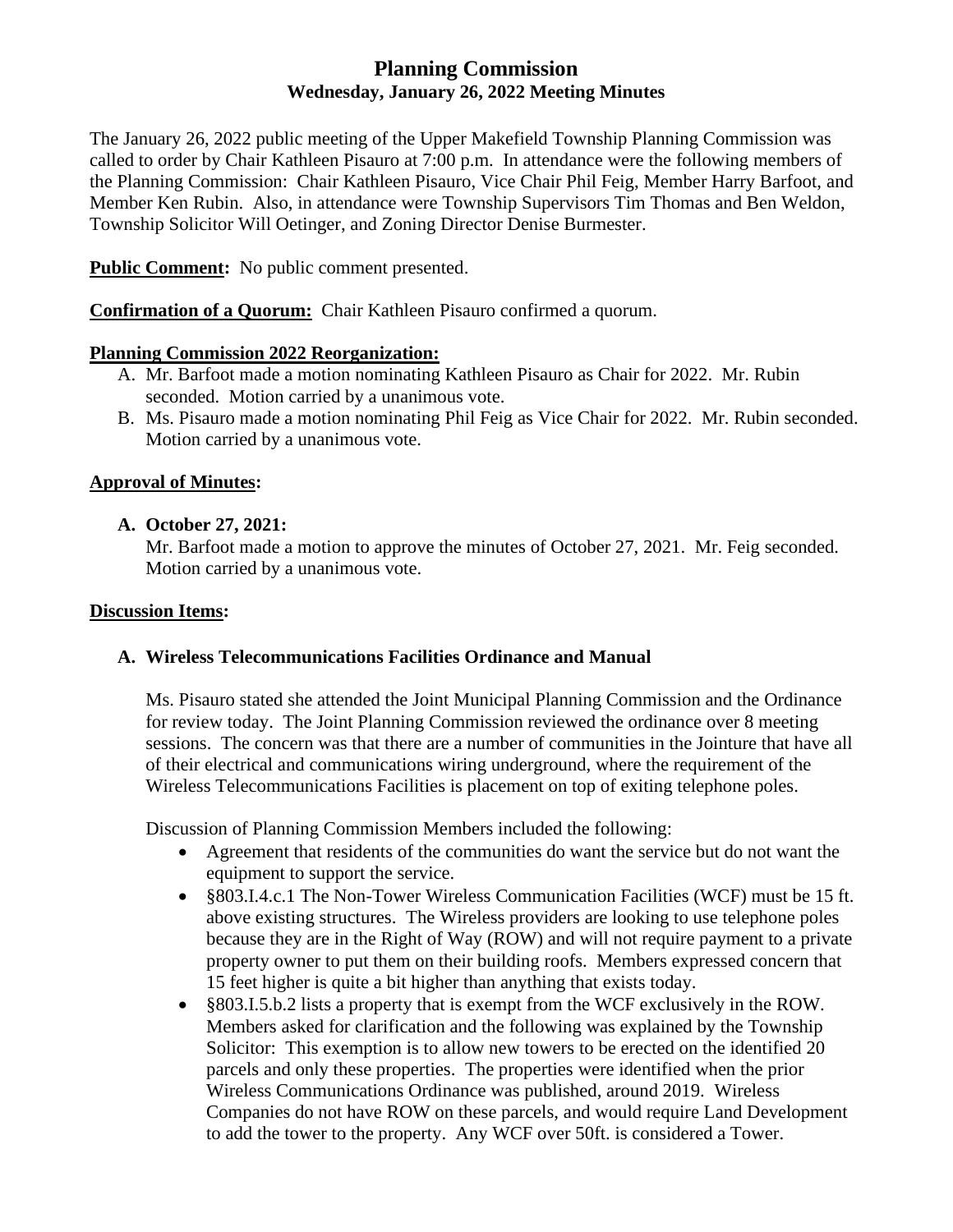# Planning Commission
## Wednesday, January 26, 2022 Meeting Minutes

The January 26, 2022 public meeting of the Upper Makefield Township Planning Commission was called to order by Chair Kathleen Pisauro at 7:00 p.m. In attendance were the following members of the Planning Commission: Chair Kathleen Pisauro, Vice Chair Phil Feig, Member Harry Barfoot, and Member Ken Rubin. Also, in attendance were Township Supervisors Tim Thomas and Ben Weldon, Township Solicitor Will Oetinger, and Zoning Director Denise Burmester.

**Public Comment:** No public comment presented.

**Confirmation of a Quorum:** Chair Kathleen Pisauro confirmed a quorum.

**Planning Commission 2022 Reorganization:**

A. Mr. Barfoot made a motion nominating Kathleen Pisauro as Chair for 2022. Mr. Rubin seconded. Motion carried by a unanimous vote.
B. Ms. Pisauro made a motion nominating Phil Feig as Vice Chair for 2022. Mr. Rubin seconded. Motion carried by a unanimous vote.

**Approval of Minutes:**

**A. October 27, 2021:**
Mr. Barfoot made a motion to approve the minutes of October 27, 2021. Mr. Feig seconded. Motion carried by a unanimous vote.

**Discussion Items:**

**A. Wireless Telecommunications Facilities Ordinance and Manual**

Ms. Pisauro stated she attended the Joint Municipal Planning Commission and the Ordinance for review today. The Joint Planning Commission reviewed the ordinance over 8 meeting sessions. The concern was that there are a number of communities in the Jointure that have all of their electrical and communications wiring underground, where the requirement of the Wireless Telecommunications Facilities is placement on top of exiting telephone poles.

Discussion of Planning Commission Members included the following:

- Agreement that residents of the communities do want the service but do not want the equipment to support the service.
- §803.I.4.c.1 The Non-Tower Wireless Communication Facilities (WCF) must be 15 ft. above existing structures. The Wireless providers are looking to use telephone poles because they are in the Right of Way (ROW) and will not require payment to a private property owner to put them on their building roofs. Members expressed concern that 15 feet higher is quite a bit higher than anything that exists today.
- §803.I.5.b.2 lists a property that is exempt from the WCF exclusively in the ROW. Members asked for clarification and the following was explained by the Township Solicitor: This exemption is to allow new towers to be erected on the identified 20 parcels and only these properties. The properties were identified when the prior Wireless Communications Ordinance was published, around 2019. Wireless Companies do not have ROW on these parcels, and would require Land Development to add the tower to the property. Any WCF over 50ft. is considered a Tower.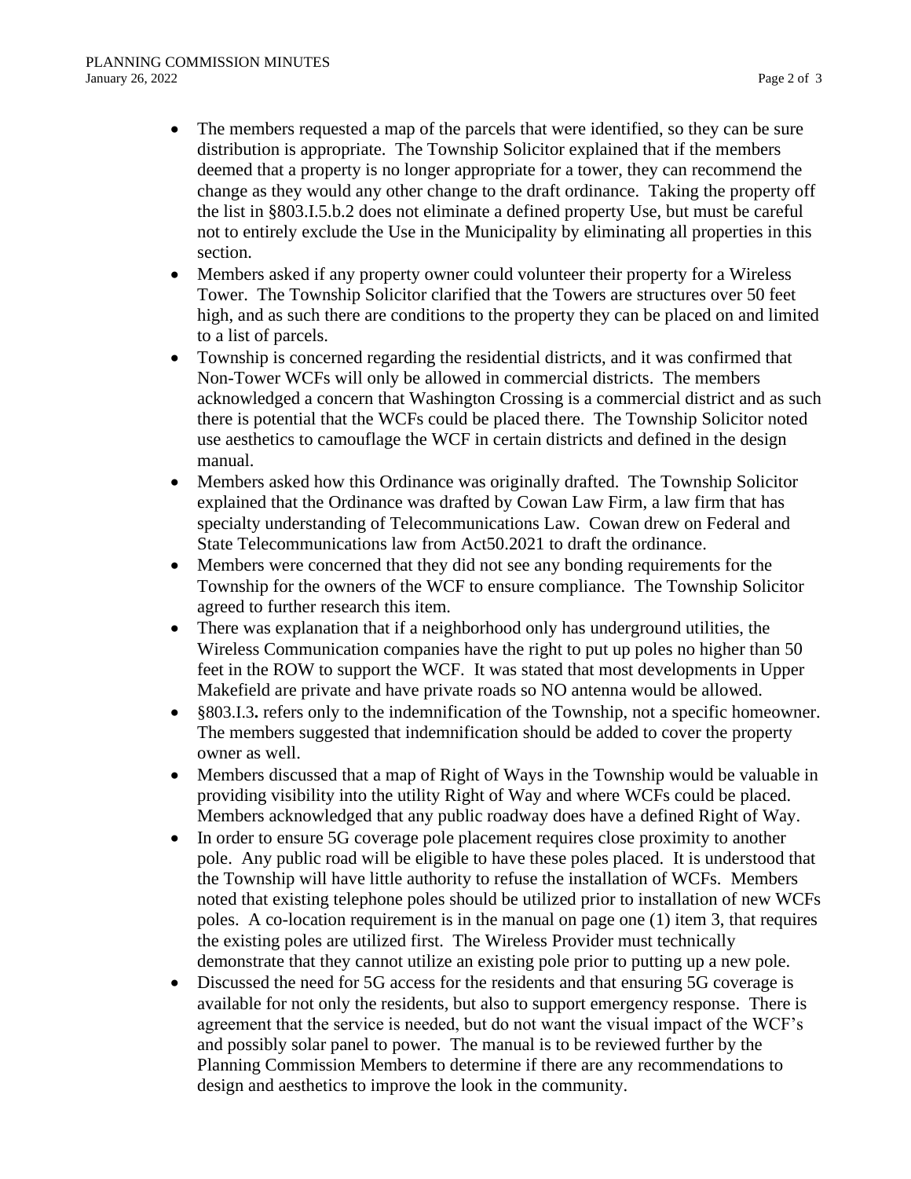- The members requested a map of the parcels that were identified, so they can be sure distribution is appropriate. The Township Solicitor explained that if the members deemed that a property is no longer appropriate for a tower, they can recommend the change as they would any other change to the draft ordinance. Taking the property off the list in §803.I.5.b.2 does not eliminate a defined property Use, but must be careful not to entirely exclude the Use in the Municipality by eliminating all properties in this section.
- Members asked if any property owner could volunteer their property for a Wireless Tower. The Township Solicitor clarified that the Towers are structures over 50 feet high, and as such there are conditions to the property they can be placed on and limited to a list of parcels.
- Township is concerned regarding the residential districts, and it was confirmed that Non-Tower WCFs will only be allowed in commercial districts. The members acknowledged a concern that Washington Crossing is a commercial district and as such there is potential that the WCFs could be placed there. The Township Solicitor noted use aesthetics to camouflage the WCF in certain districts and defined in the design manual.
- Members asked how this Ordinance was originally drafted. The Township Solicitor explained that the Ordinance was drafted by Cowan Law Firm, a law firm that has specialty understanding of Telecommunications Law. Cowan drew on Federal and State Telecommunications law from Act50.2021 to draft the ordinance.
- Members were concerned that they did not see any bonding requirements for the Township for the owners of the WCF to ensure compliance. The Township Solicitor agreed to further research this item.
- There was explanation that if a neighborhood only has underground utilities, the Wireless Communication companies have the right to put up poles no higher than 50 feet in the ROW to support the WCF. It was stated that most developments in Upper Makefield are private and have private roads so NO antenna would be allowed.
- §803.I.3**.** refers only to the indemnification of the Township, not a specific homeowner. The members suggested that indemnification should be added to cover the property owner as well.
- Members discussed that a map of Right of Ways in the Township would be valuable in providing visibility into the utility Right of Way and where WCFs could be placed. Members acknowledged that any public roadway does have a defined Right of Way.
- In order to ensure 5G coverage pole placement requires close proximity to another pole. Any public road will be eligible to have these poles placed. It is understood that the Township will have little authority to refuse the installation of WCFs. Members noted that existing telephone poles should be utilized prior to installation of new WCFs poles. A co-location requirement is in the manual on page one (1) item 3, that requires the existing poles are utilized first. The Wireless Provider must technically demonstrate that they cannot utilize an existing pole prior to putting up a new pole.
- Discussed the need for 5G access for the residents and that ensuring 5G coverage is available for not only the residents, but also to support emergency response. There is agreement that the service is needed, but do not want the visual impact of the WCF's and possibly solar panel to power. The manual is to be reviewed further by the Planning Commission Members to determine if there are any recommendations to design and aesthetics to improve the look in the community.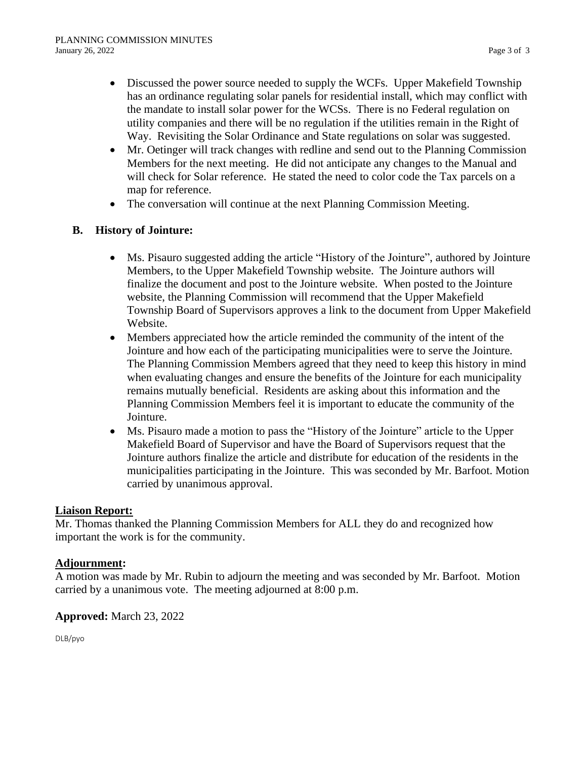- Discussed the power source needed to supply the WCFs. Upper Makefield Township has an ordinance regulating solar panels for residential install, which may conflict with the mandate to install solar power for the WCSs. There is no Federal regulation on utility companies and there will be no regulation if the utilities remain in the Right of Way. Revisiting the Solar Ordinance and State regulations on solar was suggested.
- Mr. Oetinger will track changes with redline and send out to the Planning Commission Members for the next meeting. He did not anticipate any changes to the Manual and will check for Solar reference. He stated the need to color code the Tax parcels on a map for reference.
- The conversation will continue at the next Planning Commission Meeting.

**B. History of Jointure:**

- Ms. Pisauro suggested adding the article "History of the Jointure", authored by Jointure Members, to the Upper Makefield Township website. The Jointure authors will finalize the document and post to the Jointure website. When posted to the Jointure website, the Planning Commission will recommend that the Upper Makefield Township Board of Supervisors approves a link to the document from Upper Makefield Website.
- Members appreciated how the article reminded the community of the intent of the Jointure and how each of the participating municipalities were to serve the Jointure. The Planning Commission Members agreed that they need to keep this history in mind when evaluating changes and ensure the benefits of the Jointure for each municipality remains mutually beneficial. Residents are asking about this information and the Planning Commission Members feel it is important to educate the community of the Jointure.
- Ms. Pisauro made a motion to pass the "History of the Jointure" article to the Upper Makefield Board of Supervisor and have the Board of Supervisors request that the Jointure authors finalize the article and distribute for education of the residents in the municipalities participating in the Jointure. This was seconded by Mr. Barfoot. Motion carried by unanimous approval.

**Liaison Report:**

Mr. Thomas thanked the Planning Commission Members for ALL they do and recognized how important the work is for the community.

**Adjournment:**

A motion was made by Mr. Rubin to adjourn the meeting and was seconded by Mr. Barfoot. Motion carried by a unanimous vote. The meeting adjourned at 8:00 p.m.

**Approved:** March 23, 2022

DLB/pyo